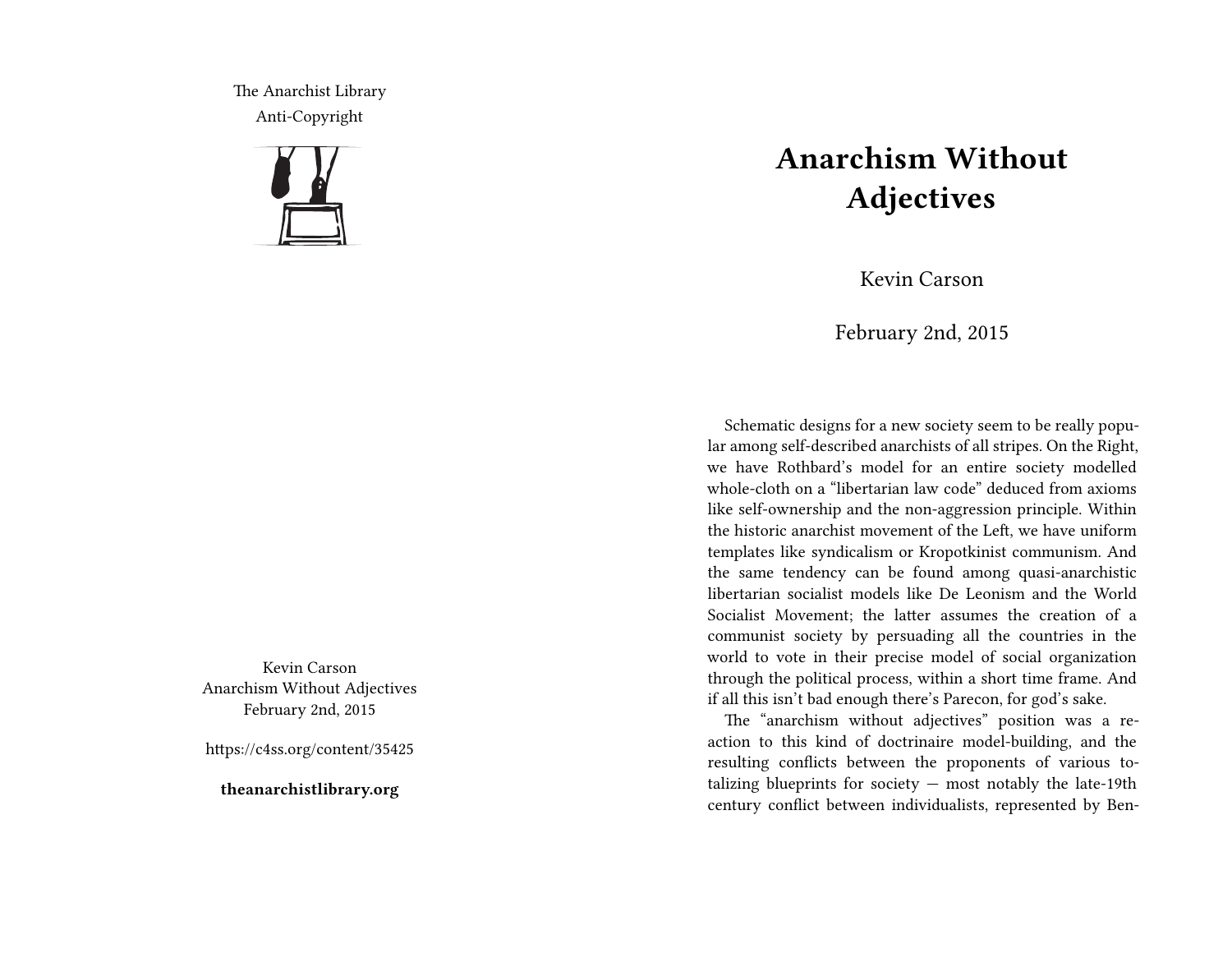The Anarchist Library
Anti-Copyright

Kevin Carson
Anarchism Without Adjectives
February 2nd, 2015

https://c4ss.org/content/35425

**theanarchistlibrary.org**

# Anarchism Without Adjectives

Kevin Carson

February 2nd, 2015

Schematic designs for a new society seem to be really popular among self-described anarchists of all stripes. On the Right, we have Rothbard's model for an entire society modelled whole-cloth on a "libertarian law code" deduced from axioms like self-ownership and the non-aggression principle. Within the historic anarchist movement of the Left, we have uniform templates like syndicalism or Kropotkinist communism. And the same tendency can be found among quasi-anarchistic libertarian socialist models like De Leonism and the World Socialist Movement; the latter assumes the creation of a communist society by persuading all the countries in the world to vote in their precise model of social organization through the political process, within a short time frame. And if all this isn't bad enough there's Parecon, for god's sake.

The "anarchism without adjectives" position was a reaction to this kind of doctrinaire model-building, and the resulting conflicts between the proponents of various totalizing blueprints for society — most notably the late-19th century conflict between individualists, represented by Ben-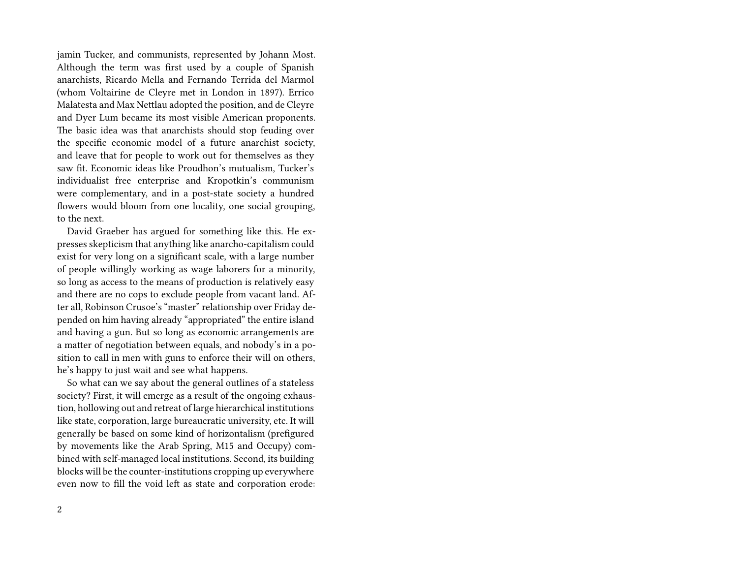jamin Tucker, and communists, represented by Johann Most. Although the term was first used by a couple of Spanish anarchists, Ricardo Mella and Fernando Terrida del Marmol (whom Voltairine de Cleyre met in London in 1897). Errico Malatesta and Max Nettlau adopted the position, and de Cleyre and Dyer Lum became its most visible American proponents. The basic idea was that anarchists should stop feuding over the specific economic model of a future anarchist society, and leave that for people to work out for themselves as they saw fit. Economic ideas like Proudhon's mutualism, Tucker's individualist free enterprise and Kropotkin's communism were complementary, and in a post-state society a hundred flowers would bloom from one locality, one social grouping, to the next.

David Graeber has argued for something like this. He expresses skepticism that anything like anarcho-capitalism could exist for very long on a significant scale, with a large number of people willingly working as wage laborers for a minority, so long as access to the means of production is relatively easy and there are no cops to exclude people from vacant land. After all, Robinson Crusoe's "master" relationship over Friday depended on him having already "appropriated" the entire island and having a gun. But so long as economic arrangements are a matter of negotiation between equals, and nobody's in a position to call in men with guns to enforce their will on others, he's happy to just wait and see what happens.

So what can we say about the general outlines of a stateless society? First, it will emerge as a result of the ongoing exhaustion, hollowing out and retreat of large hierarchical institutions like state, corporation, large bureaucratic university, etc. It will generally be based on some kind of horizontalism (prefigured by movements like the Arab Spring, M15 and Occupy) combined with self-managed local institutions. Second, its building blocks will be the counter-institutions cropping up everywhere even now to fill the void left as state and corporation erode: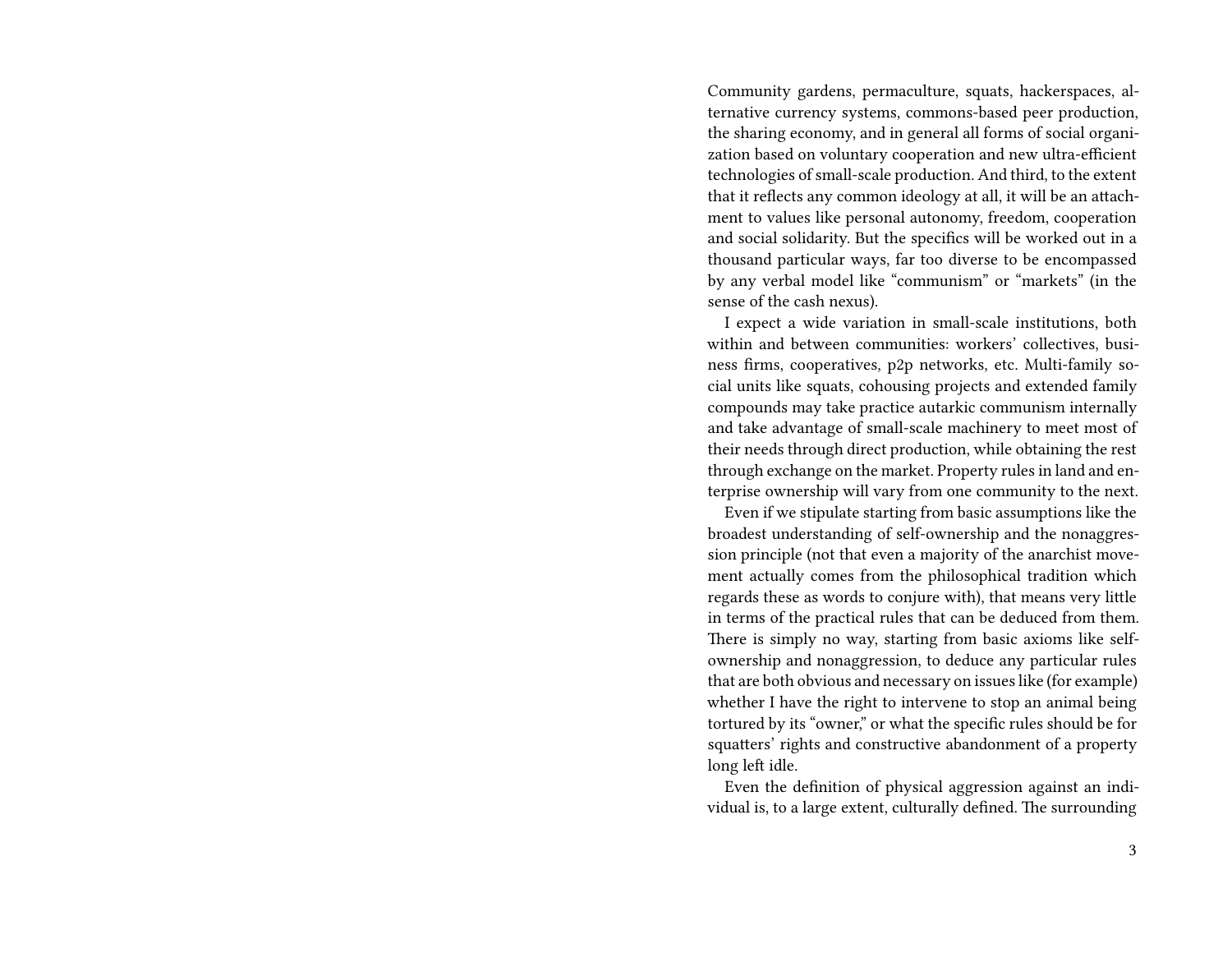Community gardens, permaculture, squats, hackerspaces, alternative currency systems, commons-based peer production, the sharing economy, and in general all forms of social organization based on voluntary cooperation and new ultra-efficient technologies of small-scale production. And third, to the extent that it reflects any common ideology at all, it will be an attachment to values like personal autonomy, freedom, cooperation and social solidarity. But the specifics will be worked out in a thousand particular ways, far too diverse to be encompassed by any verbal model like "communism" or "markets" (in the sense of the cash nexus).

I expect a wide variation in small-scale institutions, both within and between communities: workers' collectives, business firms, cooperatives, p2p networks, etc. Multi-family social units like squats, cohousing projects and extended family compounds may take practice autarkic communism internally and take advantage of small-scale machinery to meet most of their needs through direct production, while obtaining the rest through exchange on the market. Property rules in land and enterprise ownership will vary from one community to the next.

Even if we stipulate starting from basic assumptions like the broadest understanding of self-ownership and the nonaggression principle (not that even a majority of the anarchist movement actually comes from the philosophical tradition which regards these as words to conjure with), that means very little in terms of the practical rules that can be deduced from them. There is simply no way, starting from basic axioms like self-ownership and nonaggression, to deduce any particular rules that are both obvious and necessary on issues like (for example) whether I have the right to intervene to stop an animal being tortured by its "owner," or what the specific rules should be for squatters' rights and constructive abandonment of a property long left idle.

Even the definition of physical aggression against an individual is, to a large extent, culturally defined. The surrounding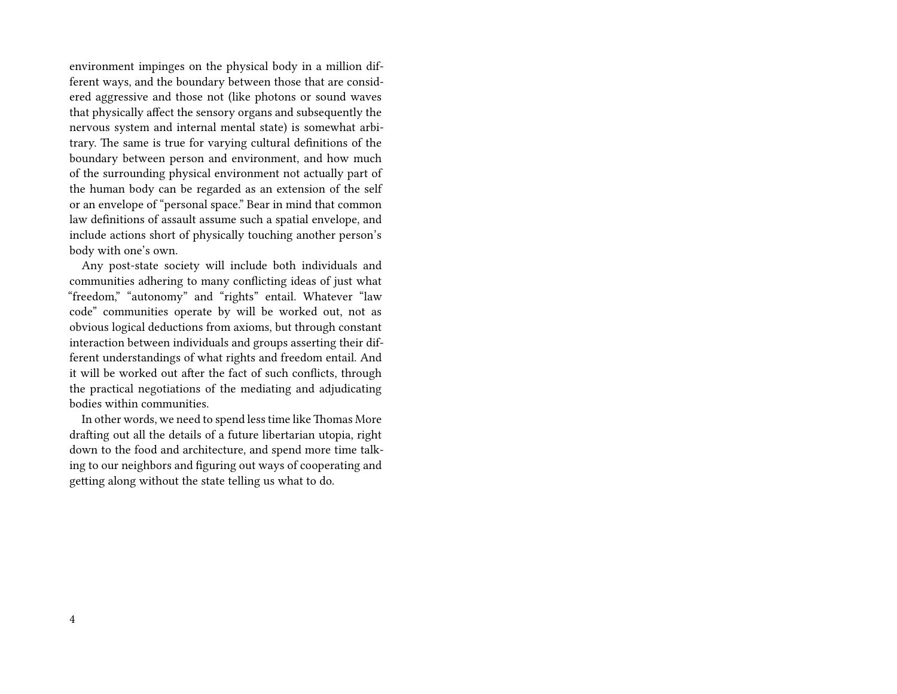environment impinges on the physical body in a million different ways, and the boundary between those that are considered aggressive and those not (like photons or sound waves that physically affect the sensory organs and subsequently the nervous system and internal mental state) is somewhat arbitrary. The same is true for varying cultural definitions of the boundary between person and environment, and how much of the surrounding physical environment not actually part of the human body can be regarded as an extension of the self or an envelope of "personal space." Bear in mind that common law definitions of assault assume such a spatial envelope, and include actions short of physically touching another person's body with one's own.

Any post-state society will include both individuals and communities adhering to many conflicting ideas of just what "freedom," "autonomy" and "rights" entail. Whatever "law code" communities operate by will be worked out, not as obvious logical deductions from axioms, but through constant interaction between individuals and groups asserting their different understandings of what rights and freedom entail. And it will be worked out after the fact of such conflicts, through the practical negotiations of the mediating and adjudicating bodies within communities.

In other words, we need to spend less time like Thomas More drafting out all the details of a future libertarian utopia, right down to the food and architecture, and spend more time talking to our neighbors and figuring out ways of cooperating and getting along without the state telling us what to do.